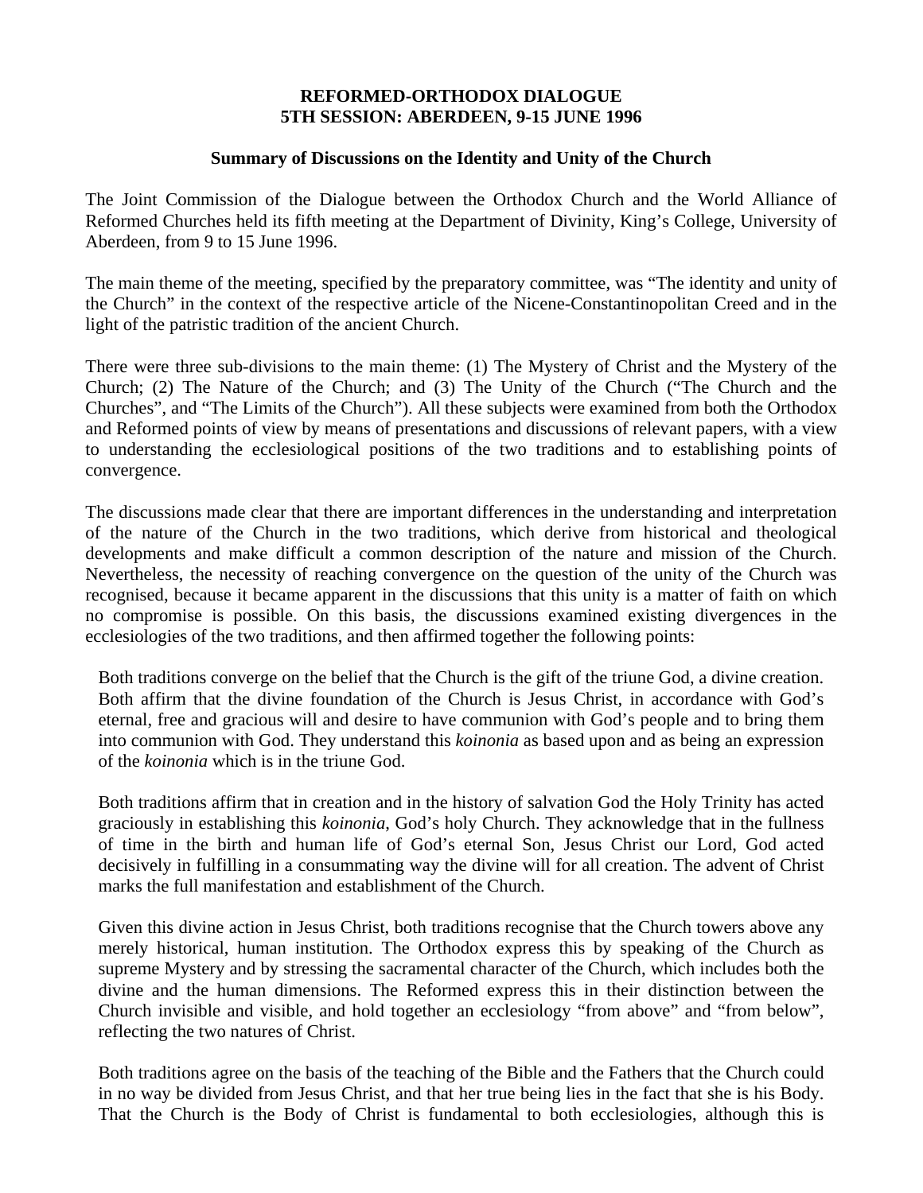# REFORMED-ORTHODOX DIALOGUE
# 5TH SESSION: ABERDEEN, 9-15 JUNE 1996

## Summary of Discussions on the Identity and Unity of the Church

The Joint Commission of the Dialogue between the Orthodox Church and the World Alliance of Reformed Churches held its fifth meeting at the Department of Divinity, King's College, University of Aberdeen, from 9 to 15 June 1996.

The main theme of the meeting, specified by the preparatory committee, was "The identity and unity of the Church" in the context of the respective article of the Nicene-Constantinopolitan Creed and in the light of the patristic tradition of the ancient Church.

There were three sub-divisions to the main theme: (1) The Mystery of Christ and the Mystery of the Church; (2) The Nature of the Church; and (3) The Unity of the Church ("The Church and the Churches", and "The Limits of the Church"). All these subjects were examined from both the Orthodox and Reformed points of view by means of presentations and discussions of relevant papers, with a view to understanding the ecclesiological positions of the two traditions and to establishing points of convergence.

The discussions made clear that there are important differences in the understanding and interpretation of the nature of the Church in the two traditions, which derive from historical and theological developments and make difficult a common description of the nature and mission of the Church. Nevertheless, the necessity of reaching convergence on the question of the unity of the Church was recognised, because it became apparent in the discussions that this unity is a matter of faith on which no compromise is possible. On this basis, the discussions examined existing divergences in the ecclesiologies of the two traditions, and then affirmed together the following points:

> Both traditions converge on the belief that the Church is the gift of the triune God, a divine creation. Both affirm that the divine foundation of the Church is Jesus Christ, in accordance with God's eternal, free and gracious will and desire to have communion with God's people and to bring them into communion with God. They understand this *koinonia* as based upon and as being an expression of the *koinonia* which is in the triune God.
>
> Both traditions affirm that in creation and in the history of salvation God the Holy Trinity has acted graciously in establishing this *koinonia*, God's holy Church. They acknowledge that in the fullness of time in the birth and human life of God's eternal Son, Jesus Christ our Lord, God acted decisively in fulfilling in a consummating way the divine will for all creation. The advent of Christ marks the full manifestation and establishment of the Church.
>
> Given this divine action in Jesus Christ, both traditions recognise that the Church towers above any merely historical, human institution. The Orthodox express this by speaking of the Church as supreme Mystery and by stressing the sacramental character of the Church, which includes both the divine and the human dimensions. The Reformed express this in their distinction between the Church invisible and visible, and hold together an ecclesiology "from above" and "from below", reflecting the two natures of Christ.
>
> Both traditions agree on the basis of the teaching of the Bible and the Fathers that the Church could in no way be divided from Jesus Christ, and that her true being lies in the fact that she is his Body. That the Church is the Body of Christ is fundamental to both ecclesiologies, although this is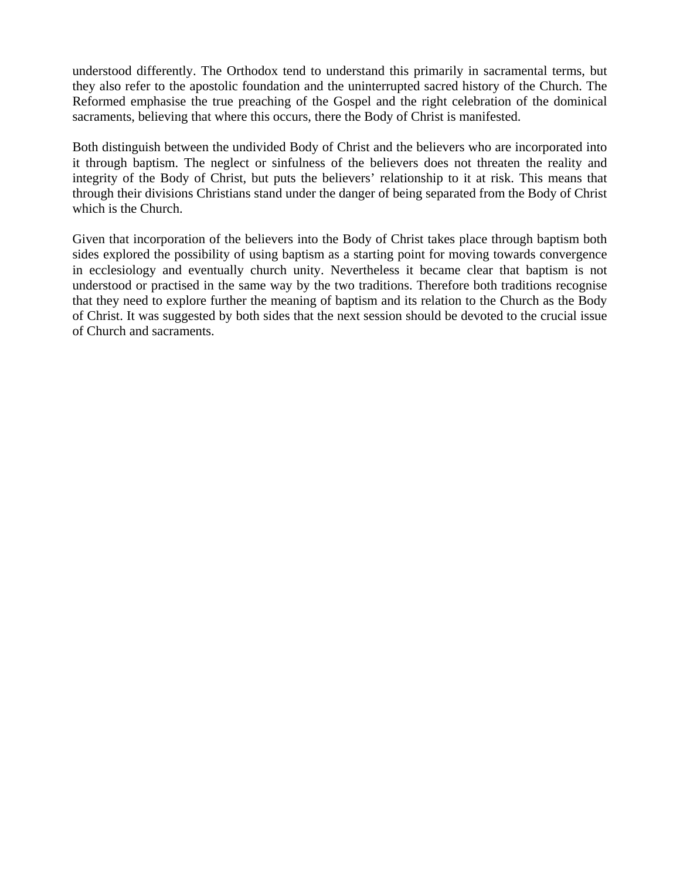understood differently. The Orthodox tend to understand this primarily in sacramental terms, but they also refer to the apostolic foundation and the uninterrupted sacred history of the Church. The Reformed emphasise the true preaching of the Gospel and the right celebration of the dominical sacraments, believing that where this occurs, there the Body of Christ is manifested.

Both distinguish between the undivided Body of Christ and the believers who are incorporated into it through baptism. The neglect or sinfulness of the believers does not threaten the reality and integrity of the Body of Christ, but puts the believers' relationship to it at risk. This means that through their divisions Christians stand under the danger of being separated from the Body of Christ which is the Church.

Given that incorporation of the believers into the Body of Christ takes place through baptism both sides explored the possibility of using baptism as a starting point for moving towards convergence in ecclesiology and eventually church unity. Nevertheless it became clear that baptism is not understood or practised in the same way by the two traditions. Therefore both traditions recognise that they need to explore further the meaning of baptism and its relation to the Church as the Body of Christ. It was suggested by both sides that the next session should be devoted to the crucial issue of Church and sacraments.